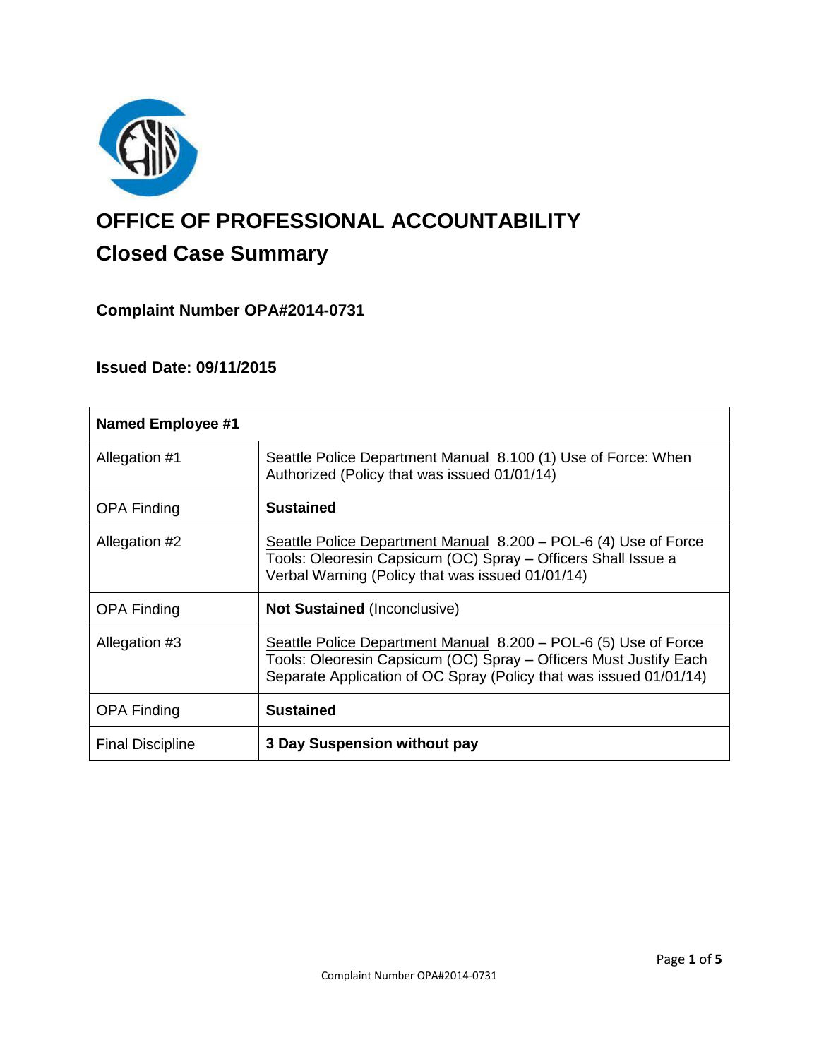# OFFICE OF PROFESSIONAL ACCOUNTABILITY

## Closed Case Summary

### Complaint Number OPA#2014-0731

### Issued Date: 09/11/2015

| Named Employee #1 | |
|---|---|
| Allegation #1 | Seattle Police Department Manual 8.100 (1) Use of Force: When Authorized (Policy that was issued 01/01/14) |
| OPA Finding | **Sustained** |
| Allegation #2 | Seattle Police Department Manual 8.200 – POL-6 (4) Use of Force Tools: Oleoresin Capsicum (OC) Spray – Officers Shall Issue a Verbal Warning (Policy that was issued 01/01/14) |
| OPA Finding | **Not Sustained** (Inconclusive) |
| Allegation #3 | Seattle Police Department Manual 8.200 – POL-6 (5) Use of Force Tools: Oleoresin Capsicum (OC) Spray – Officers Must Justify Each Separate Application of OC Spray (Policy that was issued 01/01/14) |
| OPA Finding | **Sustained** |
| Final Discipline | **3 Day Suspension without pay** |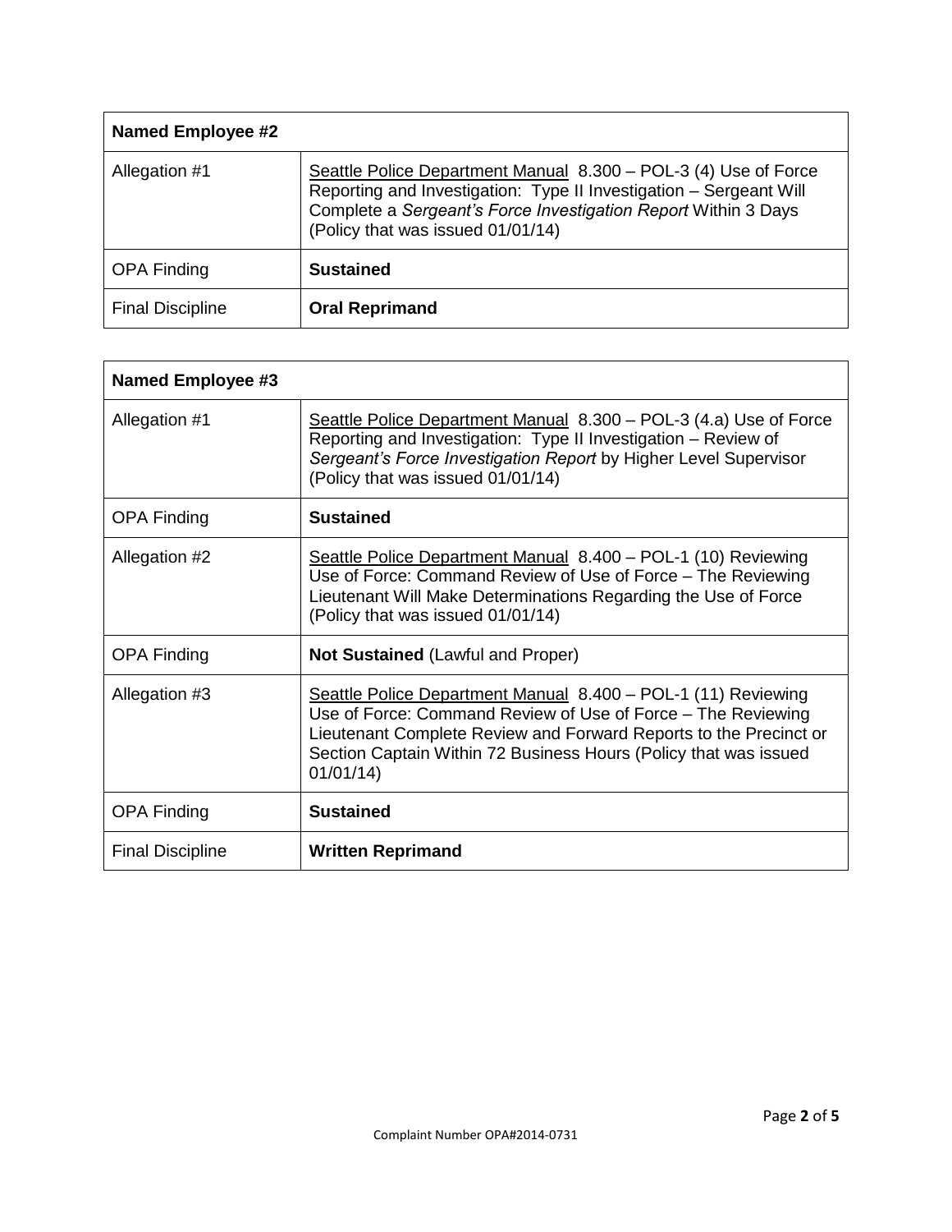| **Named Employee #2** | |
|---|---|
| Allegation #1 | Seattle Police Department Manual 8.300 – POL-3 (4) Use of Force Reporting and Investigation: Type II Investigation – Sergeant Will Complete a *Sergeant's Force Investigation Report* Within 3 Days (Policy that was issued 01/01/14) |
| OPA Finding | **Sustained** |
| Final Discipline | **Oral Reprimand** |

| **Named Employee #3** | |
|---|---|
| Allegation #1 | Seattle Police Department Manual 8.300 – POL-3 (4.a) Use of Force Reporting and Investigation: Type II Investigation – Review of *Sergeant's Force Investigation Report* by Higher Level Supervisor (Policy that was issued 01/01/14) |
| OPA Finding | **Sustained** |
| Allegation #2 | Seattle Police Department Manual 8.400 – POL-1 (10) Reviewing Use of Force: Command Review of Use of Force – The Reviewing Lieutenant Will Make Determinations Regarding the Use of Force (Policy that was issued 01/01/14) |
| OPA Finding | **Not Sustained** (Lawful and Proper) |
| Allegation #3 | Seattle Police Department Manual 8.400 – POL-1 (11) Reviewing Use of Force: Command Review of Use of Force – The Reviewing Lieutenant Complete Review and Forward Reports to the Precinct or Section Captain Within 72 Business Hours (Policy that was issued 01/01/14) |
| OPA Finding | **Sustained** |
| Final Discipline | **Written Reprimand** |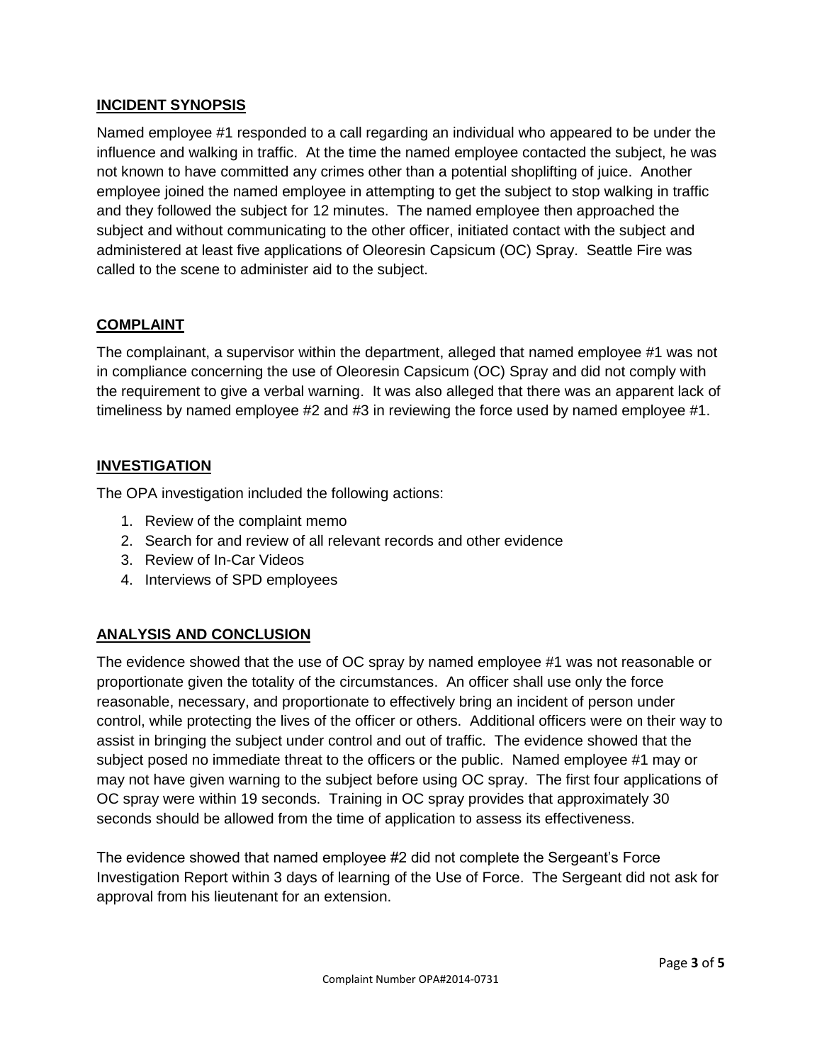## INCIDENT SYNOPSIS

Named employee #1 responded to a call regarding an individual who appeared to be under the influence and walking in traffic. At the time the named employee contacted the subject, he was not known to have committed any crimes other than a potential shoplifting of juice. Another employee joined the named employee in attempting to get the subject to stop walking in traffic and they followed the subject for 12 minutes. The named employee then approached the subject and without communicating to the other officer, initiated contact with the subject and administered at least five applications of Oleoresin Capsicum (OC) Spray. Seattle Fire was called to the scene to administer aid to the subject.

## COMPLAINT

The complainant, a supervisor within the department, alleged that named employee #1 was not in compliance concerning the use of Oleoresin Capsicum (OC) Spray and did not comply with the requirement to give a verbal warning. It was also alleged that there was an apparent lack of timeliness by named employee #2 and #3 in reviewing the force used by named employee #1.

## INVESTIGATION

The OPA investigation included the following actions:

1. Review of the complaint memo
2. Search for and review of all relevant records and other evidence
3. Review of In-Car Videos
4. Interviews of SPD employees

## ANALYSIS AND CONCLUSION

The evidence showed that the use of OC spray by named employee #1 was not reasonable or proportionate given the totality of the circumstances. An officer shall use only the force reasonable, necessary, and proportionate to effectively bring an incident of person under control, while protecting the lives of the officer or others. Additional officers were on their way to assist in bringing the subject under control and out of traffic. The evidence showed that the subject posed no immediate threat to the officers or the public. Named employee #1 may or may not have given warning to the subject before using OC spray. The first four applications of OC spray were within 19 seconds. Training in OC spray provides that approximately 30 seconds should be allowed from the time of application to assess its effectiveness.

The evidence showed that named employee #2 did not complete the Sergeant's Force Investigation Report within 3 days of learning of the Use of Force. The Sergeant did not ask for approval from his lieutenant for an extension.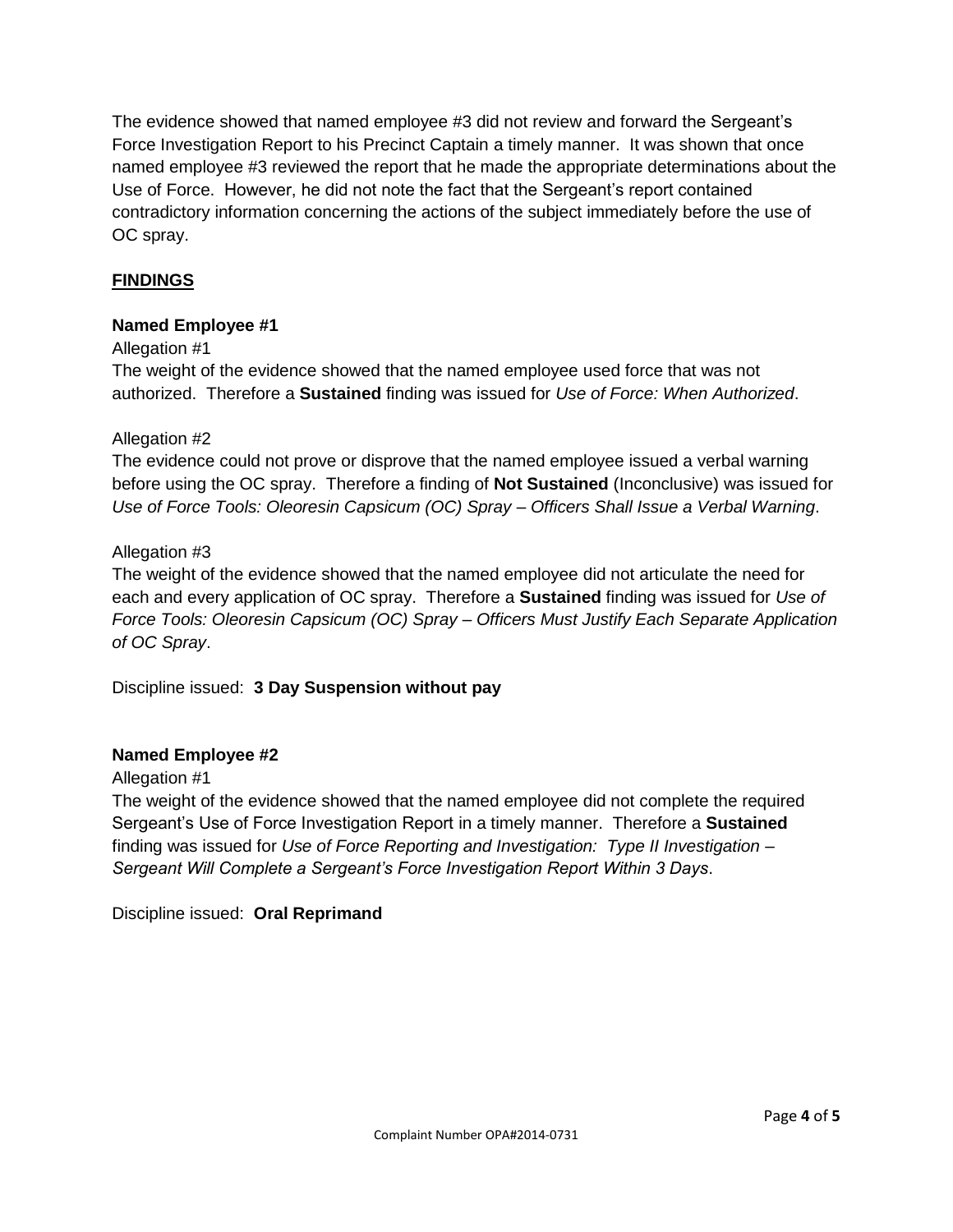The evidence showed that named employee #3 did not review and forward the Sergeant's Force Investigation Report to his Precinct Captain a timely manner. It was shown that once named employee #3 reviewed the report that he made the appropriate determinations about the Use of Force. However, he did not note the fact that the Sergeant's report contained contradictory information concerning the actions of the subject immediately before the use of OC spray.

## FINDINGS

### Named Employee #1

Allegation #1

The weight of the evidence showed that the named employee used force that was not authorized. Therefore a **Sustained** finding was issued for *Use of Force: When Authorized*.

Allegation #2

The evidence could not prove or disprove that the named employee issued a verbal warning before using the OC spray. Therefore a finding of **Not Sustained** (Inconclusive) was issued for *Use of Force Tools: Oleoresin Capsicum (OC) Spray – Officers Shall Issue a Verbal Warning*.

Allegation #3

The weight of the evidence showed that the named employee did not articulate the need for each and every application of OC spray. Therefore a **Sustained** finding was issued for *Use of Force Tools: Oleoresin Capsicum (OC) Spray – Officers Must Justify Each Separate Application of OC Spray*.

Discipline issued: **3 Day Suspension without pay**

### Named Employee #2

Allegation #1

The weight of the evidence showed that the named employee did not complete the required Sergeant's Use of Force Investigation Report in a timely manner. Therefore a **Sustained** finding was issued for *Use of Force Reporting and Investigation: Type II Investigation – Sergeant Will Complete a Sergeant's Force Investigation Report Within 3 Days*.

Discipline issued: **Oral Reprimand**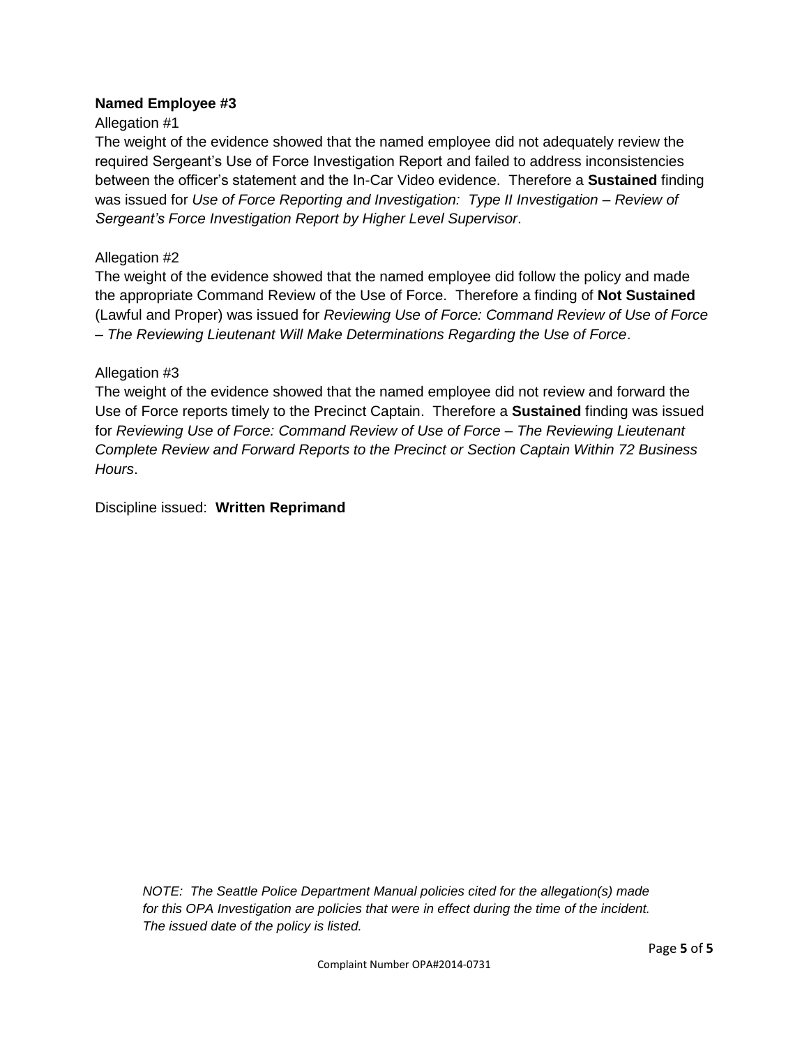**Named Employee #3**

Allegation #1

The weight of the evidence showed that the named employee did not adequately review the required Sergeant's Use of Force Investigation Report and failed to address inconsistencies between the officer's statement and the In-Car Video evidence. Therefore a **Sustained** finding was issued for *Use of Force Reporting and Investigation: Type II Investigation – Review of Sergeant's Force Investigation Report by Higher Level Supervisor*.

Allegation #2

The weight of the evidence showed that the named employee did follow the policy and made the appropriate Command Review of the Use of Force. Therefore a finding of **Not Sustained** (Lawful and Proper) was issued for *Reviewing Use of Force: Command Review of Use of Force – The Reviewing Lieutenant Will Make Determinations Regarding the Use of Force*.

Allegation #3

The weight of the evidence showed that the named employee did not review and forward the Use of Force reports timely to the Precinct Captain. Therefore a **Sustained** finding was issued for *Reviewing Use of Force: Command Review of Use of Force – The Reviewing Lieutenant Complete Review and Forward Reports to the Precinct or Section Captain Within 72 Business Hours*.

Discipline issued: **Written Reprimand**

*NOTE: The Seattle Police Department Manual policies cited for the allegation(s) made for this OPA Investigation are policies that were in effect during the time of the incident. The issued date of the policy is listed.*

Complaint Number OPA#2014-0731